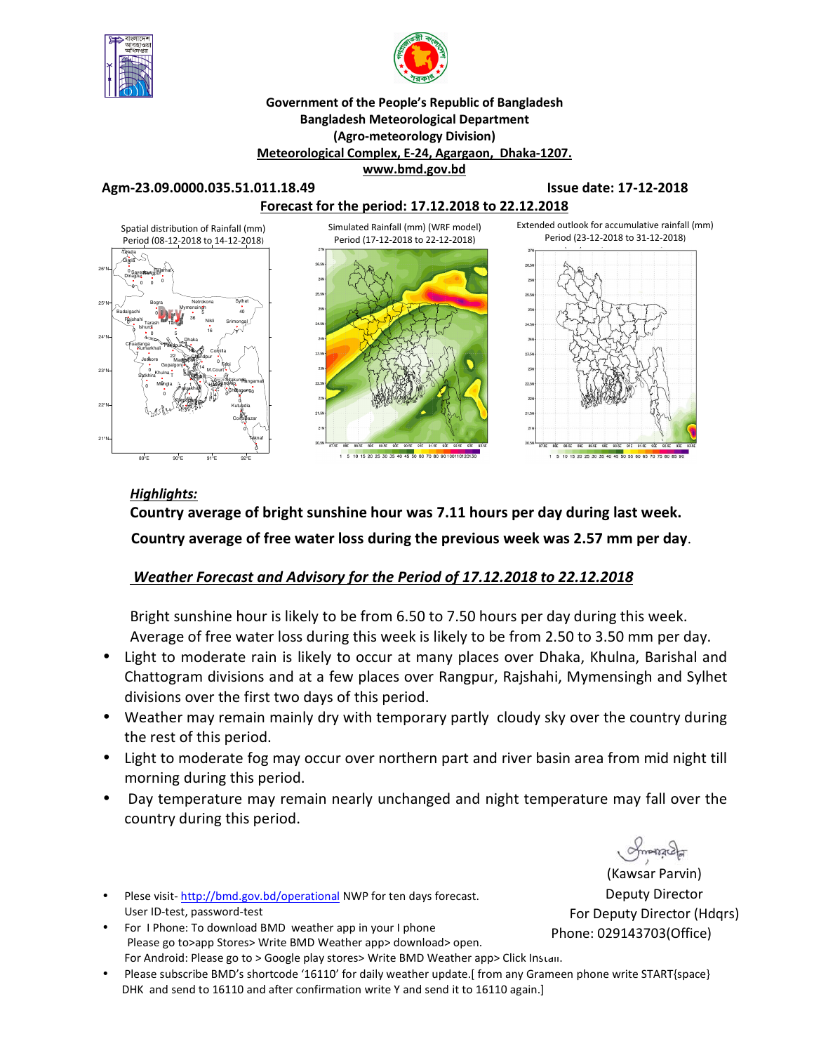**Government of the People's Republic of Bangladesh**
**Bangladesh Meteorological Department**
**(Agro-meteorology Division)**
**Meteorological Complex, E-24, Agargaon, Dhaka-1207.**
**www.bmd.gov.bd**

**Agm-23.09.0000.035.51.011.18.49** **Issue date: 17-12-2018**

**Forecast for the period: 17.12.2018 to 22.12.2018**

Spatial distribution of Rainfall (mm) Period (08-12-2018 to 14-12-2018)

Simulated Rainfall (mm) (WRF model) Period (17-12-2018 to 22-12-2018)

Extended outlook for accumulative rainfall (mm) Period (23-12-2018 to 31-12-2018)

***Highlights:***

**Country average of bright sunshine hour was 7.11 hours per day during last week.**

**Country average of free water loss during the previous week was 2.57 mm per day**.

***Weather Forecast and Advisory for the Period of 17.12.2018 to 22.12.2018***

Bright sunshine hour is likely to be from 6.50 to 7.50 hours per day during this week.
Average of free water loss during this week is likely to be from 2.50 to 3.50 mm per day.

- Light to moderate rain is likely to occur at many places over Dhaka, Khulna, Barishal and Chattogram divisions and at a few places over Rangpur, Rajshahi, Mymensingh and Sylhet divisions over the first two days of this period.
- Weather may remain mainly dry with temporary partly cloudy sky over the country during the rest of this period.
- Light to moderate fog may occur over northern part and river basin area from mid night till morning during this period.
- Day temperature may remain nearly unchanged and night temperature may fall over the country during this period.

(Kawsar Parvin)
Deputy Director
For Deputy Director (Hdqrs)
Phone: 029143703(Office)

- Plese visit- http://bmd.gov.bd/operational NWP for ten days forecast.
  User ID-test, password-test
- For I Phone: To download BMD weather app in your I phone
  Please go to>app Stores> Write BMD Weather app> download> open.
  For Android: Please go to > Google play stores> Write BMD Weather app> Click Install.
- Please subscribe BMD's shortcode '16110' for daily weather update.[ from any Grameen phone write START{space} DHK and send to 16110 and after confirmation write Y and send it to 16110 again.]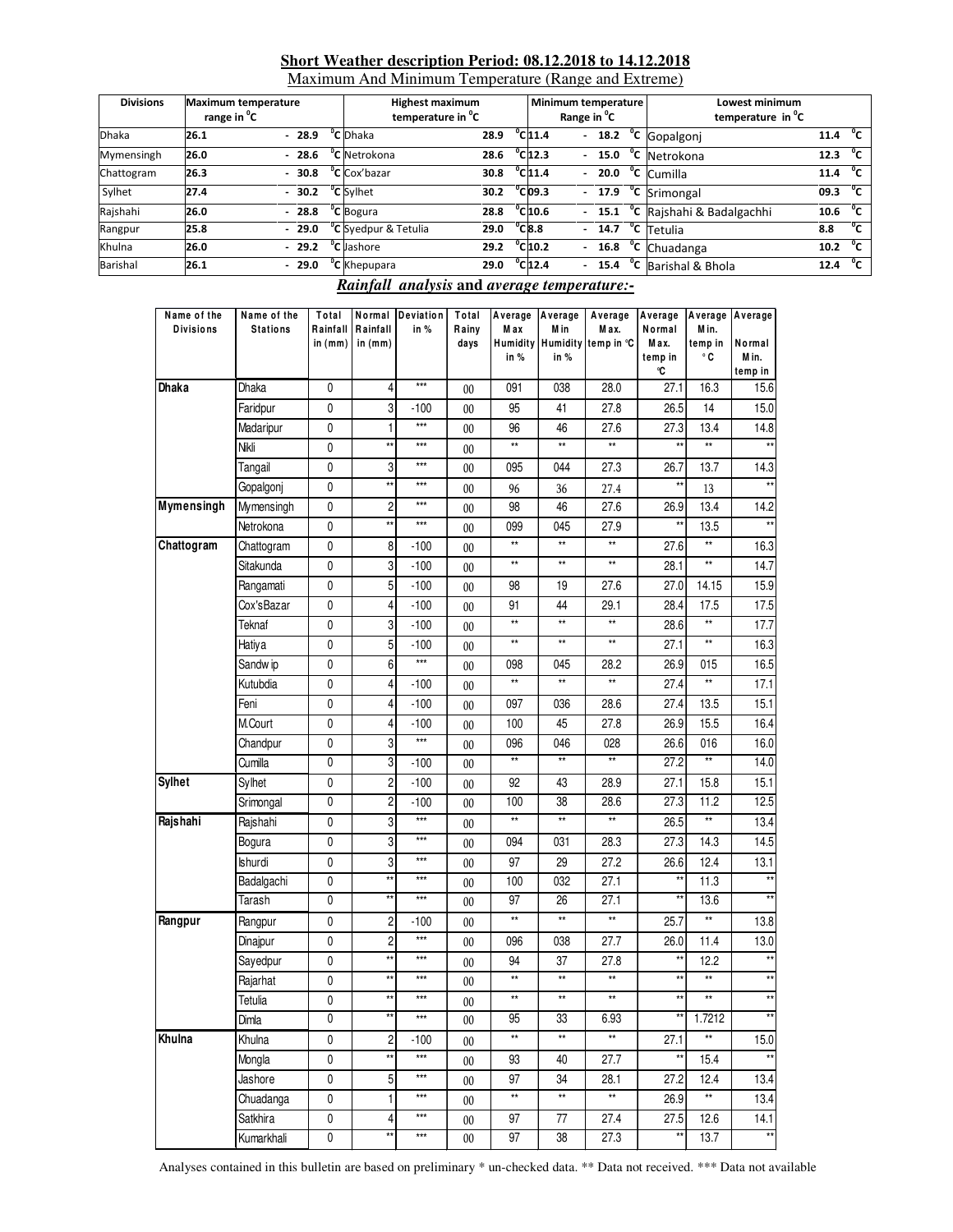**Short Weather description Period: 08.12.2018 to 14.12.2018**

Maximum And Minimum Temperature (Range and Extreme)

| Divisions | Maximum temperature range in °C | Highest maximum temperature in °C | | Minimum temperature Range in °C | Lowest minimum temperature in °C | |
|---|---|---|---|---|---|---|
| Dhaka | 26.1 - 28.9 °C | Dhaka | 28.9 °C | 11.4 - 18.2 °C | Gopalgonj | 11.4 °C |
| Mymensingh | 26.0 - 28.6 °C | Netrokona | 28.6 °C | 12.3 - 15.0 °C | Netrokona | 12.3 °C |
| Chattogram | 26.3 - 30.8 °C | Cox'bazar | 30.8 °C | 11.4 - 20.0 °C | Cumilla | 11.4 °C |
| Sylhet | 27.4 - 30.2 °C | Sylhet | 30.2 °C | 09.3 - 17.9 °C | Srimongal | 09.3 °C |
| Rajshahi | 26.0 - 28.8 °C | Bogura | 28.8 °C | 10.6 - 15.1 °C | Rajshahi & Badalgachhi | 10.6 °C |
| Rangpur | 25.8 - 29.0 °C | Syedpur & Tetulia | 29.0 °C | 8.8 - 14.7 °C | Tetulia | 8.8 °C |
| Khulna | 26.0 - 29.2 °C | Jashore | 29.2 °C | 10.2 - 16.8 °C | Chuadanga | 10.2 °C |
| Barishal | 26.1 - 29.0 °C | Khepupara | 29.0 °C | 12.4 - 15.4 °C | Barishal & Bhola | 12.4 °C |

***Rainfall analysis* and *average temperature:-***

| Name of the Divisions | Name of the Stations | Total Rainfall in (mm) | Normal Rainfall in (mm) | Deviation in % | Total Rainy days | Average Max Humidity in % | Average Min Humidity in % | Average Max. temp in °C | Average Normal Max. temp in °C | Average Min. temp in °C | Average Normal Min. temp in |
|---|---|---|---|---|---|---|---|---|---|---|---|
| **Dhaka** | Dhaka | 0 | 4 | *** | 00 | 091 | 038 | 28.0 | 27.1 | 16.3 | 15.6 |
| | Faridpur | 0 | 3 | -100 | 00 | 95 | 41 | 27.8 | 26.5 | 14 | 15.0 |
| | Madaripur | 0 | 1 | *** | 00 | 96 | 46 | 27.6 | 27.3 | 13.4 | 14.8 |
| | Nikli | 0 | ** | *** | 00 | ** | ** | ** | ** | ** | ** |
| | Tangail | 0 | 3 | *** | 00 | 095 | 044 | 27.3 | 26.7 | 13.7 | 14.3 |
| | Gopalgonj | 0 | ** | *** | 00 | 96 | 36 | 27.4 | ** | 13 | ** |
| **Mymensingh** | Mymensingh | 0 | 2 | *** | 00 | 98 | 46 | 27.6 | 26.9 | 13.4 | 14.2 |
| | Netrokona | 0 | ** | *** | 00 | 099 | 045 | 27.9 | ** | 13.5 | ** |
| **Chattogram** | Chattogram | 0 | 8 | -100 | 00 | ** | ** | ** | 27.6 | ** | 16.3 |
| | Sitakunda | 0 | 3 | -100 | 00 | ** | ** | ** | 28.1 | ** | 14.7 |
| | Rangamati | 0 | 5 | -100 | 00 | 98 | 19 | 27.6 | 27.0 | 14.15 | 15.9 |
| | Cox'sBazar | 0 | 4 | -100 | 00 | 91 | 44 | 29.1 | 28.4 | 17.5 | 17.5 |
| | Teknaf | 0 | 3 | -100 | 00 | ** | ** | ** | 28.6 | ** | 17.7 |
| | Hatiya | 0 | 5 | -100 | 00 | ** | ** | ** | 27.1 | ** | 16.3 |
| | Sandwip | 0 | 6 | *** | 00 | 098 | 045 | 28.2 | 26.9 | 015 | 16.5 |
| | Kutubdia | 0 | 4 | -100 | 00 | ** | ** | ** | 27.4 | ** | 17.1 |
| | Feni | 0 | 4 | -100 | 00 | 097 | 036 | 28.6 | 27.4 | 13.5 | 15.1 |
| | M.Court | 0 | 4 | -100 | 00 | 100 | 45 | 27.8 | 26.9 | 15.5 | 16.4 |
| | Chandpur | 0 | 3 | *** | 00 | 096 | 046 | 028 | 26.6 | 016 | 16.0 |
| | Cumilla | 0 | 3 | -100 | 00 | ** | ** | ** | 27.2 | ** | 14.0 |
| **Sylhet** | Sylhet | 0 | 2 | -100 | 00 | 92 | 43 | 28.9 | 27.1 | 15.8 | 15.1 |
| | Srimongal | 0 | 2 | -100 | 00 | 100 | 38 | 28.6 | 27.3 | 11.2 | 12.5 |
| **Rajshahi** | Rajshahi | 0 | 3 | *** | 00 | ** | ** | ** | 26.5 | ** | 13.4 |
| | Bogura | 0 | 3 | *** | 00 | 094 | 031 | 28.3 | 27.3 | 14.3 | 14.5 |
| | Ishurdi | 0 | 3 | *** | 00 | 97 | 29 | 27.2 | 26.6 | 12.4 | 13.1 |
| | Badalgachi | 0 | ** | *** | 00 | 100 | 032 | 27.1 | ** | 11.3 | ** |
| | Tarash | 0 | ** | *** | 00 | 97 | 26 | 27.1 | ** | 13.6 | ** |
| **Rangpur** | Rangpur | 0 | 2 | -100 | 00 | ** | ** | ** | 25.7 | ** | 13.8 |
| | Dinajpur | 0 | 2 | *** | 00 | 096 | 038 | 27.7 | 26.0 | 11.4 | 13.0 |
| | Sayedpur | 0 | ** | *** | 00 | 94 | 37 | 27.8 | ** | 12.2 | ** |
| | Rajarhat | 0 | ** | *** | 00 | ** | ** | ** | ** | ** | ** |
| | Tetulia | 0 | ** | *** | 00 | ** | ** | ** | ** | ** | ** |
| | Dimla | 0 | ** | *** | 00 | 95 | 33 | 6.93 | ** | 1.7212 | ** |
| **Khulna** | Khulna | 0 | 2 | -100 | 00 | ** | ** | ** | 27.1 | ** | 15.0 |
| | Mongla | 0 | ** | *** | 00 | 93 | 40 | 27.7 | ** | 15.4 | ** |
| | Jashore | 0 | 5 | *** | 00 | 97 | 34 | 28.1 | 27.2 | 12.4 | 13.4 |
| | Chuadanga | 0 | 1 | *** | 00 | ** | ** | ** | 26.9 | ** | 13.4 |
| | Satkhira | 0 | 4 | *** | 00 | 97 | 77 | 27.4 | 27.5 | 12.6 | 14.1 |
| | Kumarkhali | 0 | ** | *** | 00 | 97 | 38 | 27.3 | ** | 13.7 | ** |

Analyses contained in this bulletin are based on preliminary * un-checked data. ** Data not received. *** Data not available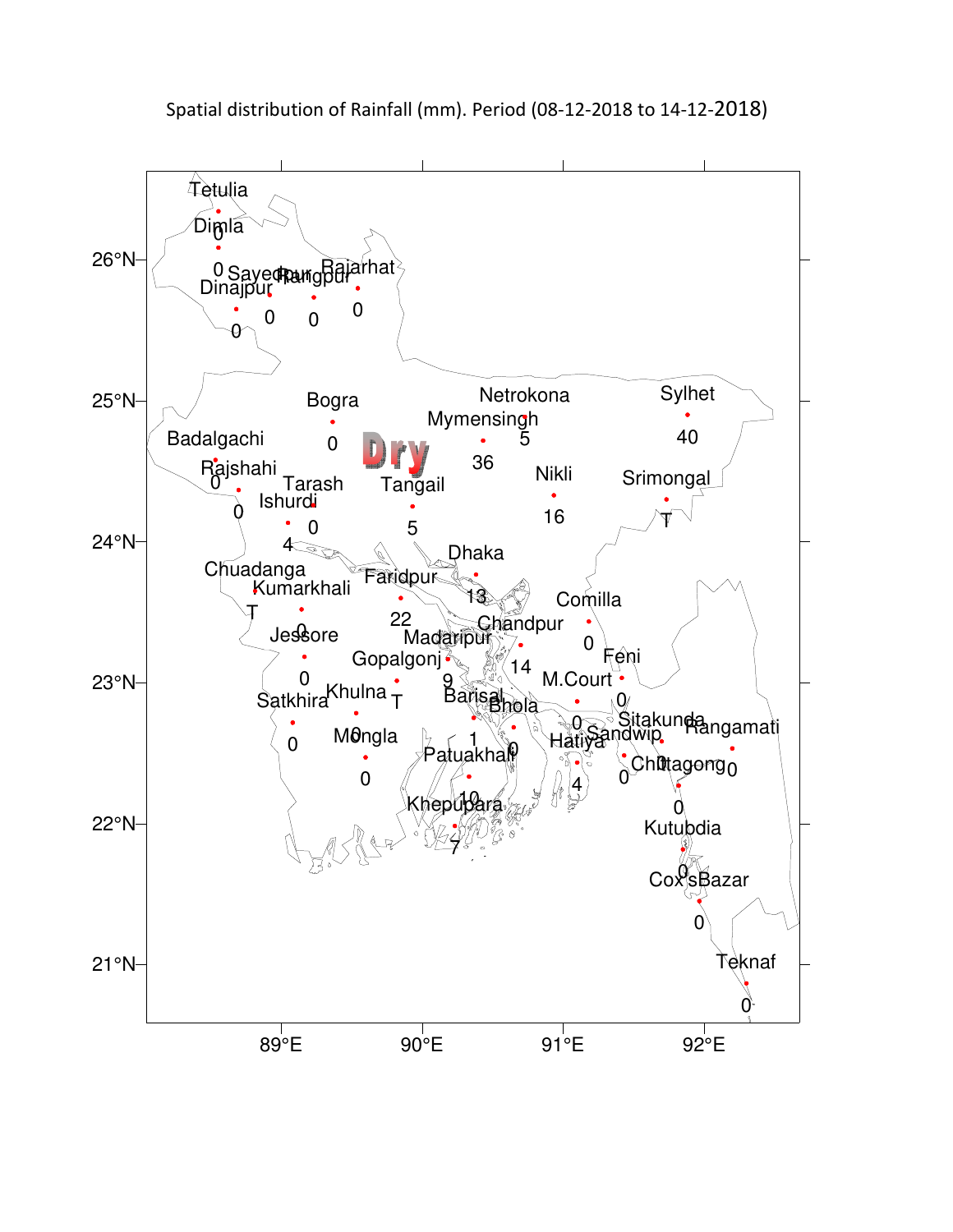Spatial distribution of Rainfall (mm). Period (08-12-2018 to 14-12-2018)

Dry

| Station | Rainfall (mm) |
|---|---|
| Tetulia | 0 |
| Dimla | 0 |
| Dinajpur | 0 |
| Sayedpur | 0 |
| Rangpur | 0 |
| Rajarhat | 0 |
| Bogra | 0 |
| Badalgachi | 0 |
| Rajshahi | 0 |
| Tarash | 0 |
| Ishurdi | 4 |
| Tangail | 5 |
| Mymensingh | 36 |
| Netrokona | 5 |
| Nikli | 16 |
| Sylhet | 40 |
| Srimongal | T |
| Dhaka | 13 |
| Faridpur | 22 |
| Chuadanga | T |
| Kumarkhali | 0 |
| Jessore | 0 |
| Madaripur | 9 |
| Gopalgonj | T |
| Chandpur | 14 |
| Comilla | 0 |
| Feni | 0 |
| M.Court | 0 |
| Satkhira | 0 |
| Khulna | 0 |
| Mongla | 0 |
| Barisal | 1 |
| Bhola | 0 |
| Hatiya | 4 |
| Sandwip | 0 |
| Sitakunda | 0 |
| Rangamati | 0 |
| Chittagong | 0 |
| Patuakhali | 10 |
| Khepupara | 7 |
| Kutubdia | 0 |
| Cox'sBazar | 0 |
| Teknaf | 0 |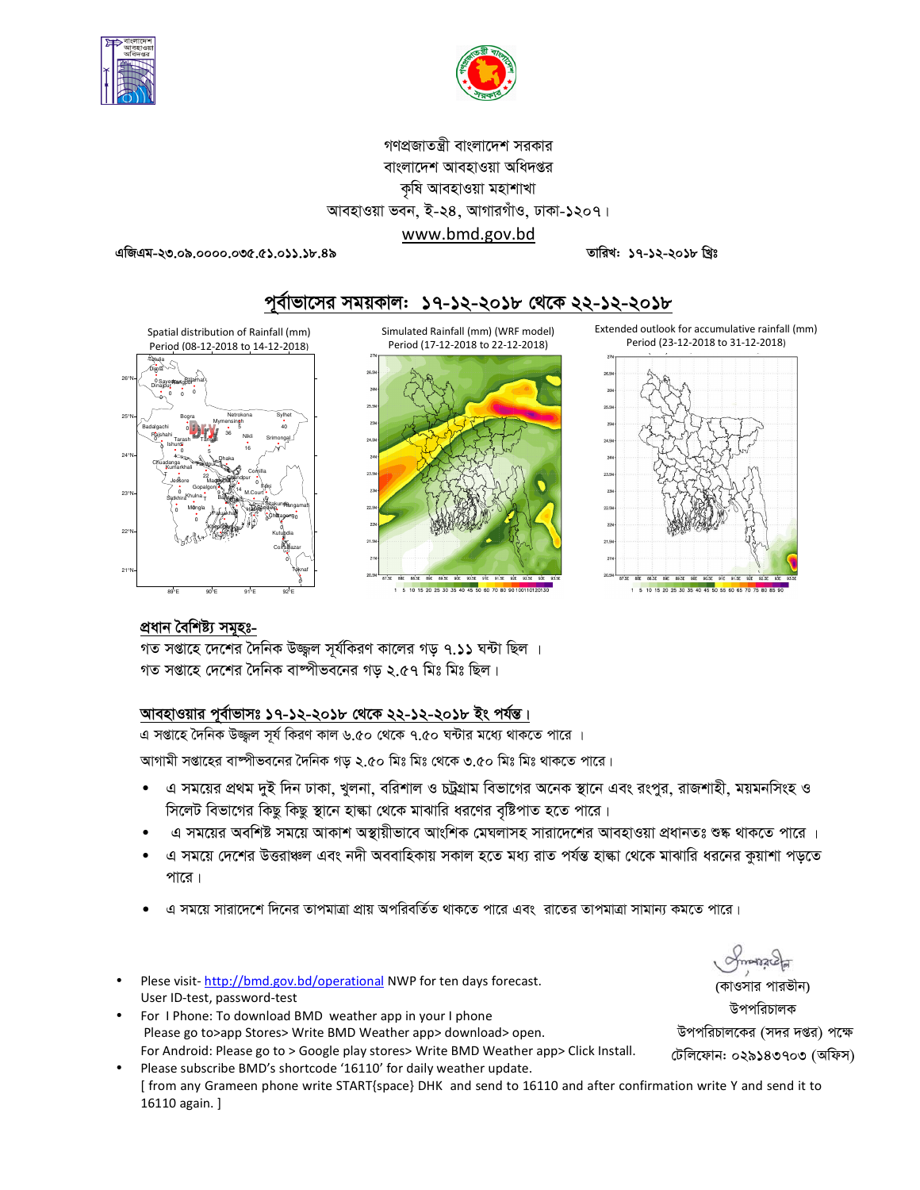গণপ্রজাতন্ত্রী বাংলাদেশ সরকার
বাংলাদেশ আবহাওয়া অধিদপ্তর
কৃষি আবহাওয়া মহাশাখা
আবহাওয়া ভবন, ই-২৪, আগারগাঁও, ঢাকা-১২০৭।
www.bmd.gov.bd

এজিএম-২৩.০৯.০০০০.০৩৫.৫১.০১১.১৮.৪৯ তারিখ: ১৭-১২-২০১৮ খ্রিঃ

## পূর্বাভাসের সময়কাল: ১৭-১২-২০১৮ থেকে ২২-১২-২০১৮

Spatial distribution of Rainfall (mm) Period (08-12-2018 to 14-12-2018)

Simulated Rainfall (mm) (WRF model) Period (17-12-2018 to 22-12-2018)

Extended outlook for accumulative rainfall (mm) Period (23-12-2018 to 31-12-2018)

### প্রধান বৈশিষ্ট্য সমূহঃ-

গত সপ্তাহে দেশের দৈনিক উজ্জ্বল সূর্যকিরণ কালের গড় ৭.১১ ঘন্টা ছিল ।
গত সপ্তাহে দেশের দৈনিক বাষ্পীভবনের গড় ২.৫৭ মিঃ মিঃ ছিল।

### আবহাওয়ার পূর্বাভাসঃ ১৭-১২-২০১৮ থেকে ২২-১২-২০১৮ ইং পর্যন্ত।

এ সপ্তাহে দৈনিক উজ্জ্বল সূর্য কিরণ কাল ৬.৫০ থেকে ৭.৫০ ঘন্টার মধ্যে থাকতে পারে ।

আগামী সপ্তাহের বাষ্পীভবনের দৈনিক গড় ২.৫০ মিঃ মিঃ থেকে ৩.৫০ মিঃ মিঃ থাকতে পারে।

- এ সময়ের প্রথম দুই দিন ঢাকা, খুলনা, বরিশাল ও চট্টগ্রাম বিভাগের অনেক স্থানে এবং রংপুর, রাজশাহী, ময়মনসিংহ ও সিলেট বিভাগের কিছু কিছু স্থানে হাল্কা থেকে মাঝারি ধরণের বৃষ্টিপাত হতে পারে।
- এ সময়ের অবশিষ্ট সময়ে আকাশ অস্থায়ীভাবে আংশিক মেঘলাসহ সারাদেশের আবহাওয়া প্রধানতঃ শুষ্ক থাকতে পারে ।
- এ সময়ে দেশের উত্তরাঞ্চল এবং নদী অববাহিকায় সকাল হতে মধ্য রাত পর্যন্ত হাল্কা থেকে মাঝারি ধরনের কুয়াশা পড়তে পারে।
- এ সময়ে সারাদেশে দিনের তাপমাত্রা প্রায় অপরিবর্তিত থাকতে পারে এবং রাতের তাপমাত্রা সামান্য কমতে পারে।

(কাওসার পারভীন)
উপপরিচালক
উপপরিচালকের (সদর দপ্তর) পক্ষে
টেলিফোন: ০২৯১৪৩৭০৩ (অফিস)

- Plese visit- http://bmd.gov.bd/operational NWP for ten days forecast. User ID-test, password-test
- For I Phone: To download BMD weather app in your I phone Please go to>app Stores> Write BMD Weather app> download> open. For Android: Please go to > Google play stores> Write BMD Weather app> Click Install.
- Please subscribe BMD's shortcode '16110' for daily weather update. [ from any Grameen phone write START{space} DHK and send to 16110 and after confirmation write Y and send it to 16110 again. ]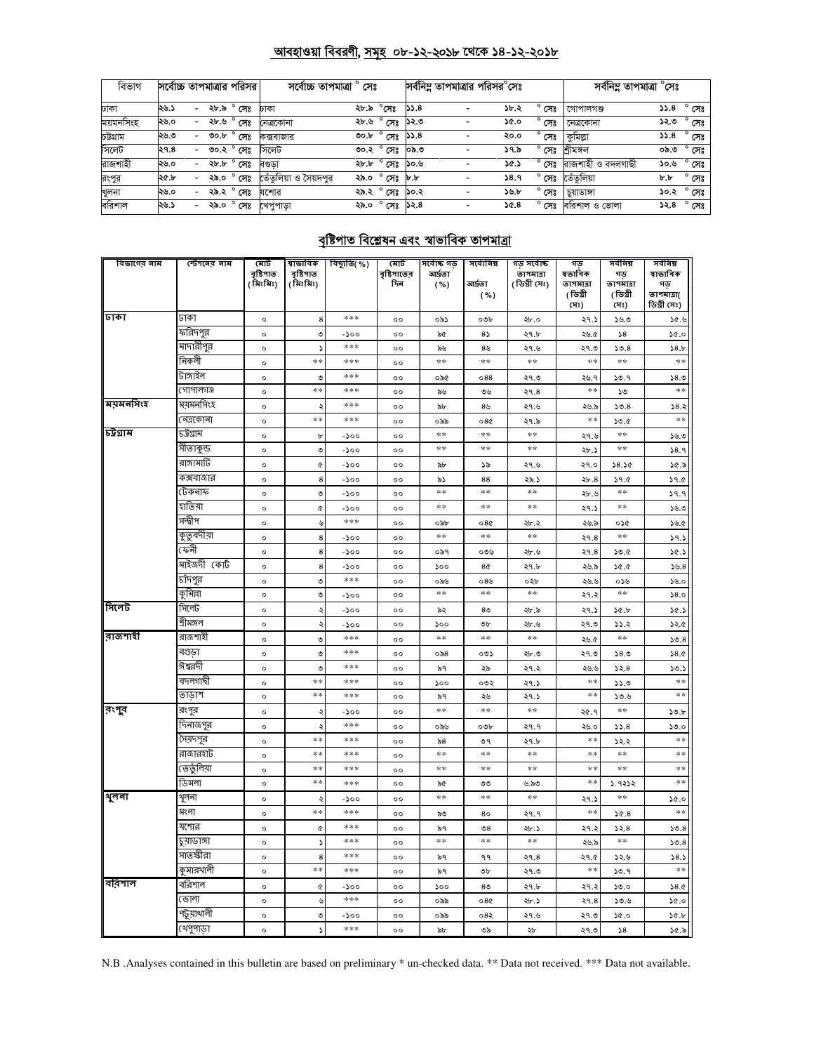## আবহাওয়া বিবরণী, সমূহ ০৮-১২-২০১৮ থেকে ১৪-১২-২০১৮

| বিভাগ | সর্বোচ্চ তাপমাত্রার পরিসর | সর্বোচ্চ তাপমাত্রা ° সেঃ | | সর্বনিম্ন তাপমাত্রার পরিসর°সেঃ | সর্বনিম্ন তাপমাত্রা °সেঃ | |
|---|---|---|---|---|---|---|
| ঢাকা | ২৬.১ - ২৮.৯ ° সেঃ | ঢাকা | ২৮.৯ °সেঃ | ১১.৪ - ১৮.২ ° সেঃ | গোপালগঞ্জ | ১১.৪ ° সেঃ |
| ময়মনসিংহ | ২৬.০ - ২৮.৬ ° সেঃ | নেত্রকোনা | ২৮.৬ ° সেঃ | ১২.৩ - ১৫.০ ° সেঃ | নেত্রকোনা | ১২.৩ ° সেঃ |
| চট্টগ্রাম | ২৬.৩ - ৩০.৮ ° সেঃ | কক্সবাজার | ৩০.৮ ° সেঃ | ১১.৪ - ২০.০ ° সেঃ | কুমিল্লা | ১১.৪ ° সেঃ |
| সিলেট | ২৭.৪ - ৩০.২ ° সেঃ | সিলেট | ৩০.২ ° সেঃ | ০৯.৩ - ১৭.৯ ° সেঃ | শ্রীমঙ্গল | ০৯.৩ ° সেঃ |
| রাজশাহী | ২৬.০ - ২৮.৮ ° সেঃ | বগুড়া | ২৮.৮ ° সেঃ | ১০.৬ - ১৫.১ ° সেঃ | রাজশাহী ও বদলগাছী | ১০.৬ ° সেঃ |
| রংপুর | ২৫.৮ - ২৯.০ ° সেঃ | তেঁতুলিয়া ও সৈয়দপুর | ২৯.০ ° সেঃ | ৮.৮ - ১৪.৭ ° সেঃ | তেঁতুলিয়া | ৮.৮ ° সেঃ |
| খুলনা | ২৬.০ - ২৯.২ ° সেঃ | যশোর | ২৯.২ ° সেঃ | ১০.২ - ১৬.৮ ° সেঃ | চুয়াডাঙ্গা | ১০.২ ° সেঃ |
| বরিশাল | ২৬.১ - ২৯.০ ° সেঃ | খেপুপাড়া | ২৯.০ ° সেঃ | ১২.৪ - ১৫.৪ ° সেঃ | বরিশাল ও ভোলা | ১২.৪ ° সেঃ |

## বৃষ্টিপাত বিশ্লেষন এবং স্বাভাবিক তাপমাত্রা

| বিভাগের নাম | স্টেশনের নাম | মোট বৃষ্টিপাত (মিঃমিঃ) | স্বাভাবিক বৃষ্টিপাত (মিঃমিঃ) | বিচ্যুতি(%) | মোট বৃষ্টিপাতের দিন | সর্বোচ্চ গড় আর্দ্রতা (%) | সর্বোনিম্ন আর্দ্রতা (%) | গড় সর্বোচ্চ তাপমাত্রা (ডিগ্রী সেঃ) | গড় স্বভাবিক তাপমাত্রা (ডিগ্রী সেঃ) | সর্বনিম্ন গড় তাপমাত্রা (ডিগ্রী সেঃ) | সর্বনিম্ন স্বাভাবিক গড় তাপমাত্রা( ডিগ্রী সেঃ) |
|---|---|---|---|---|---|---|---|---|---|---|---|
| ঢাকা | ঢাকা | ০ | ৪ | *** | ০০ | ০৯১ | ০৩৮ | ২৮.০ | ২৭.১ | ১৬.৩ | ১৫.৬ |
| | ফরিদপুর | ০ | ৩ | -১০০ | ০০ | ৯৫ | ৪১ | ২৭.৮ | ২৬.৫ | ১৪ | ১৫.০ |
| | মাদারীপুর | ০ | ১ | *** | ০০ | ৯৬ | ৪৬ | ২৭.৬ | ২৭.৩ | ১৩.৪ | ১৪.৮ |
| | নিকলী | ০ | ** | *** | ০০ | ** | ** | ** | ** | ** | ** |
| | টাঙ্গাইল | ০ | ৩ | *** | ০০ | ০৯৫ | ০৪৪ | ২৭.৩ | ২৬.৭ | ১৩.৭ | ১৪.৩ |
| | গোপালগঞ্জ | ০ | ** | *** | ০০ | ৯৬ | ৩৬ | ২৭.৪ | ** | ১৩ | ** |
| ময়মনসিংহ | ময়মনসিংহ | ০ | ২ | *** | ০০ | ৯৮ | ৪৬ | ২৭.৬ | ২৬.৯ | ১৩.৪ | ১৪.২ |
| | নেত্রকোনা | ০ | ** | *** | ০০ | ০৯৯ | ০৪৫ | ২৭.৯ | ** | ১৩.৫ | ** |
| চট্টগ্রাম | চট্টগ্রাম | ০ | ৮ | -১০০ | ০০ | ** | ** | ** | ২৭.৬ | ** | ১৬.৩ |
| | সীতাকুন্ড | ০ | ৩ | -১০০ | ০০ | ** | ** | ** | ২৮.১ | ** | ১৪.৭ |
| | রাঙ্গামাটি | ০ | ৫ | -১০০ | ০০ | ৯৮ | ১৯ | ২৭.৬ | ২৭.০ | ১৪.১৫ | ১৫.৯ |
| | কক্সবাজার | ০ | ৪ | -১০০ | ০০ | ৯১ | ৪৪ | ২৯.১ | ২৮.৪ | ১৭.৫ | ১৭.৫ |
| | টেকনাফ | ০ | ৩ | -১০০ | ০০ | ** | ** | ** | ২৮.৬ | ** | ১৭.৭ |
| | হাতিয়া | ০ | ৫ | -১০০ | ০০ | ** | ** | ** | ২৭.১ | ** | ১৬.৩ |
| | সন্দ্বীপ | ০ | ৬ | *** | ০০ | ০৯৮ | ০৪৫ | ২৮.২ | ২৬.৯ | ০১৫ | ১৬.৫ |
| | কুতুবদীয়া | ০ | ৪ | -১০০ | ০০ | ** | ** | ** | ২৭.৪ | ** | ১৭.১ |
| | ফেনী | ০ | ৪ | -১০০ | ০০ | ০৯৭ | ০৩৬ | ২৮.৬ | ২৭.৪ | ১৩.৫ | ১৫.১ |
| | মাইজদী কোর্ট | ০ | ৪ | -১০০ | ০০ | ১০০ | ৪৫ | ২৭.৮ | ২৬.৯ | ১৫.৫ | ১৬.৪ |
| | চাঁদপুর | ০ | ৩ | *** | ০০ | ০৯৬ | ০৪৬ | ০২৮ | ২৬.৬ | ০১৬ | ১৬.০ |
| | কুমিল্লা | ০ | ৩ | -১০০ | ০০ | ** | ** | ** | ২৭.২ | ** | ১৪.০ |
| সিলেট | সিলেট | ০ | ২ | -১০০ | ০০ | ৯২ | ৪৩ | ২৮.৯ | ২৭.১ | ১৫.৮ | ১৫.১ |
| | শ্রীমঙ্গল | ০ | ২ | -১০০ | ০০ | ১০০ | ৩৮ | ২৮.৬ | ২৭.৩ | ১১.২ | ১২.৫ |
| রাজশাহী | রাজশাহী | ০ | ৩ | *** | ০০ | ** | ** | ** | ২৬.৫ | ** | ১৩.৪ |
| | বগুড়া | ০ | ৩ | *** | ০০ | ০৯৪ | ০৩১ | ২৮.৩ | ২৭.৩ | ১৪.৩ | ১৪.৫ |
| | ঈশ্বরদী | ০ | ৩ | *** | ০০ | ৯৭ | ২৯ | ২৭.২ | ২৬.৬ | ১২.৪ | ১৩.১ |
| | বদলগাছী | ০ | ** | *** | ০০ | ১০০ | ০৩২ | ২৭.১ | ** | ১১.৩ | ** |
| | তাড়াশ | ০ | ** | *** | ০০ | ৯৭ | ২৬ | ২৭.১ | ** | ১৩.৬ | ** |
| রংপুর | রংপুর | ০ | ২ | -১০০ | ০০ | ** | ** | ** | ২৫.৭ | ** | ১৩.৮ |
| | দিনাজপুর | ০ | ২ | *** | ০০ | ০৯৬ | ০৩৮ | ২৭.৭ | ২৬.০ | ১১.৪ | ১৩.০ |
| | সৈয়দপুর | ০ | ** | *** | ০০ | ৯৪ | ৩৭ | ২৭.৮ | ** | ১২.২ | ** |
| | রাজারহাট | ০ | ** | *** | ০০ | ** | ** | ** | ** | ** | ** |
| | তেতুঁলিয়া | ০ | ** | *** | ০০ | ** | ** | ** | ** | ** | ** |
| | ডিমলা | ০ | ** | *** | ০০ | ৯৫ | ৩৩ | ৬.৯৩ | ** | ১.৭২১২ | ** |
| খুলনা | খুলনা | ০ | ২ | -১০০ | ০০ | ** | ** | ** | ২৭.১ | ** | ১৫.০ |
| | মংলা | ০ | ** | *** | ০০ | ৯৩ | ৪০ | ২৭.৭ | ** | ১৫.৪ | ** |
| | যশোর | ০ | ৫ | *** | ০০ | ৯৭ | ৩৪ | ২৮.১ | ২৭.২ | ১২.৪ | ১৩.৪ |
| | চুয়াডাঙ্গা | ০ | ১ | *** | ০০ | ** | ** | ** | ২৬.৯ | ** | ১৩.৪ |
| | সাতক্ষীরা | ০ | ৪ | *** | ০০ | ৯৭ | ৭৭ | ২৭.৪ | ২৭.৫ | ১২.৬ | ১৪.১ |
| | কুমারখালী | ০ | ** | *** | ০০ | ৯৭ | ৩৮ | ২৭.৩ | ** | ১৩.৭ | ** |
| বরিশাল | বরিশাল | ০ | ৫ | -১০০ | ০০ | ১০০ | ৪৩ | ২৭.৮ | ২৭.২ | ১৩.০ | ১৪.৫ |
| | ভোলা | ০ | ৬ | *** | ০০ | ০৯৯ | ০৪৫ | ২৮.১ | ২৭.৪ | ১৩.৬ | ১৫.০ |
| | পটুয়াখালী | ০ | ৩ | -১০০ | ০০ | ০৯৯ | ০৪২ | ২৭.৬ | ২৭.৩ | ১৫.০ | ১৫.৮ |
| | খেপুপাড়া | ০ | ১ | *** | ০০ | ৯৮ | ৩৯ | ২৮ | ২৭.৩ | ১৪ | ১৫.৯ |

N.B .Analyses contained in this bulletin are based on preliminary * un-checked data. ** Data not received. *** Data not available.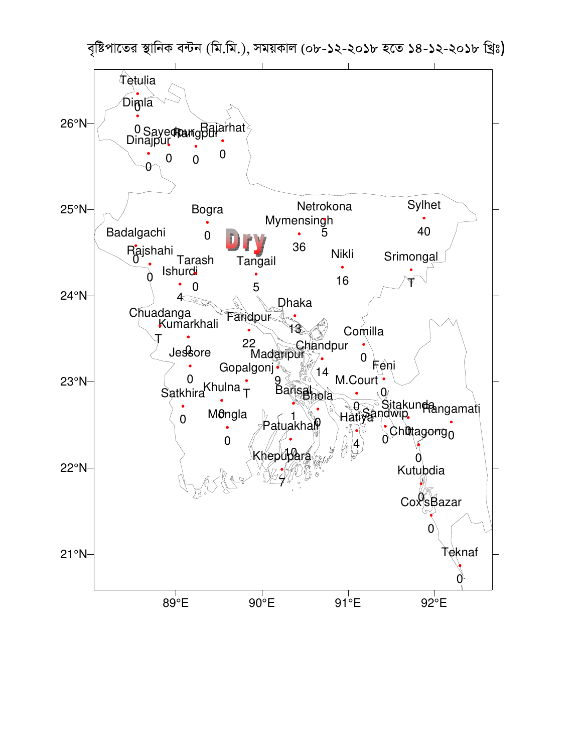বৃষ্টিপাতের স্থানিক বন্টন (মি.মি.), সময়কাল (০৮-১২-২০১৮ হতে ১৪-১২-২০১৮ খ্রিঃ)

26°N
25°N
24°N
23°N
22°N
21°N

89°E
90°E
91°E
92°E

Dry

Tetulia 0
Dimla 0
Dinajpur 0
Sayedpur 0
Rangpur 0
Rajarhat 0
Bogra 0
Badalgachi 0
Rajshahi 0
Tarash 0
Ishurdi 4
Tangail 5
Mymensingh 36
Netrokona 5
Sylhet 40
Nikli 16
Srimongal T
Chuadanga T
Kumarkhali 0
Faridpur 22
Dhaka 13
Comilla 0
Chandpur 14
Madaripur 9
Jessore 0
Gopalgonj T
Feni 0
M.Court 0
Satkhira 0
Khulna 0
Barisal 1
Bhola 0
Mongla 0
Patuakhali 10
Hatiya 4
Sandwip 0
Sitakunda 0
Rangamati 0
Chittagong 0
Khepupara 7
Kutubdia 0
Cox'sBazar 0
Teknaf 0